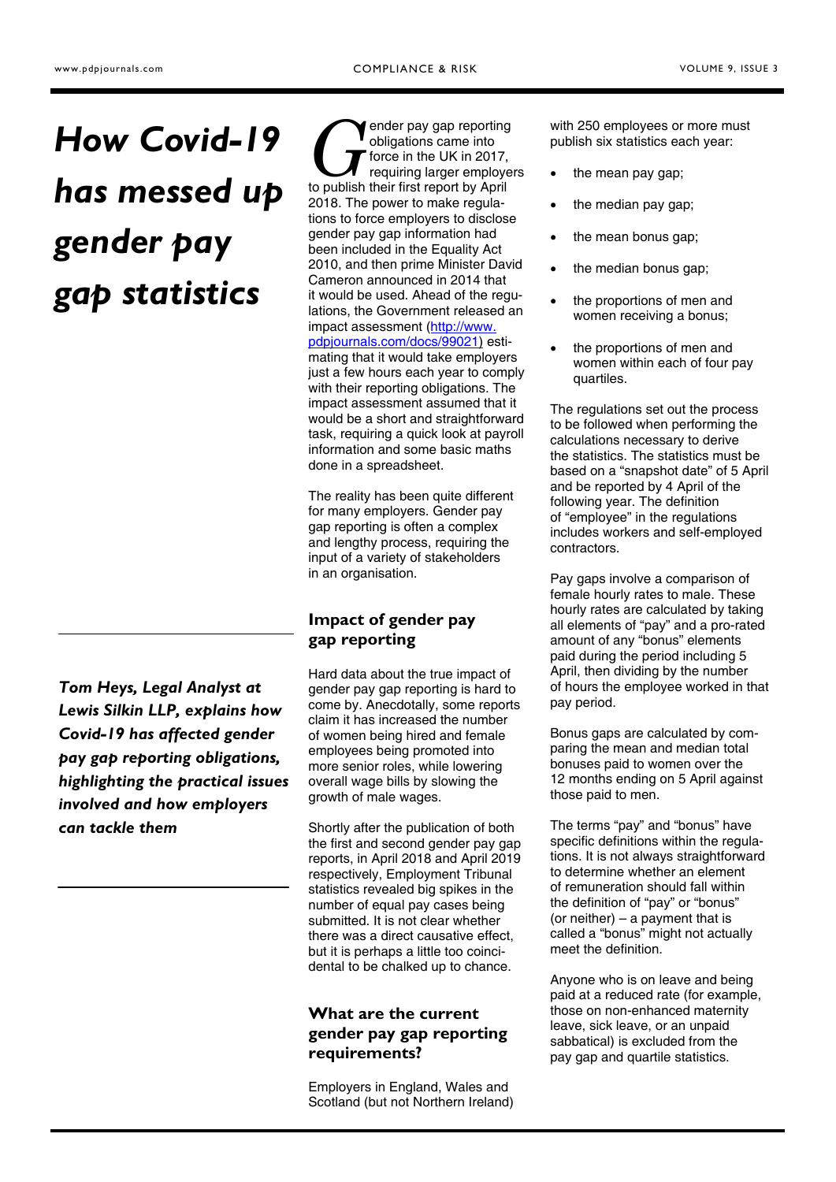# How Covid-19 has messed up gender pay gap statistics

*Tom Heys, Legal Analyst at Lewis Silkin LLP, explains how Covid-19 has affected gender pay gap reporting obligations, highlighting the practical issues involved and how employers can tackle them*

Gender pay gap reporting obligations came into force in the UK in 2017, requiring larger employers to publish their first report by April 2018. The power to make regulations to force employers to disclose gender pay gap information had been included in the Equality Act 2010, and then prime Minister David Cameron announced in 2014 that it would be used. Ahead of the regulations, the Government released an impact assessment ([http://www.pdpjournals.com/docs/99021](http://www.pdpjournals.com/docs/99021)) estimating that it would take employers just a few hours each year to comply with their reporting obligations. The impact assessment assumed that it would be a short and straightforward task, requiring a quick look at payroll information and some basic maths done in a spreadsheet.

The reality has been quite different for many employers. Gender pay gap reporting is often a complex and lengthy process, requiring the input of a variety of stakeholders in an organisation.

## Impact of gender pay gap reporting

Hard data about the true impact of gender pay gap reporting is hard to come by. Anecdotally, some reports claim it has increased the number of women being hired and female employees being promoted into more senior roles, while lowering overall wage bills by slowing the growth of male wages.

Shortly after the publication of both the first and second gender pay gap reports, in April 2018 and April 2019 respectively, Employment Tribunal statistics revealed big spikes in the number of equal pay cases being submitted. It is not clear whether there was a direct causative effect, but it is perhaps a little too coincidental to be chalked up to chance.

## What are the current gender pay gap reporting requirements?

Employers in England, Wales and Scotland (but not Northern Ireland) with 250 employees or more must publish six statistics each year:

- the mean pay gap;
- the median pay gap;
- the mean bonus gap;
- the median bonus gap;
- the proportions of men and women receiving a bonus;
- the proportions of men and women within each of four pay quartiles.

The regulations set out the process to be followed when performing the calculations necessary to derive the statistics. The statistics must be based on a "snapshot date" of 5 April and be reported by 4 April of the following year. The definition of "employee" in the regulations includes workers and self-employed contractors.

Pay gaps involve a comparison of female hourly rates to male. These hourly rates are calculated by taking all elements of "pay" and a pro-rated amount of any "bonus" elements paid during the period including 5 April, then dividing by the number of hours the employee worked in that pay period.

Bonus gaps are calculated by comparing the mean and median total bonuses paid to women over the 12 months ending on 5 April against those paid to men.

The terms "pay" and "bonus" have specific definitions within the regulations. It is not always straightforward to determine whether an element of remuneration should fall within the definition of "pay" or "bonus" (or neither) – a payment that is called a "bonus" might not actually meet the definition.

Anyone who is on leave and being paid at a reduced rate (for example, those on non-enhanced maternity leave, sick leave, or an unpaid sabbatical) is excluded from the pay gap and quartile statistics.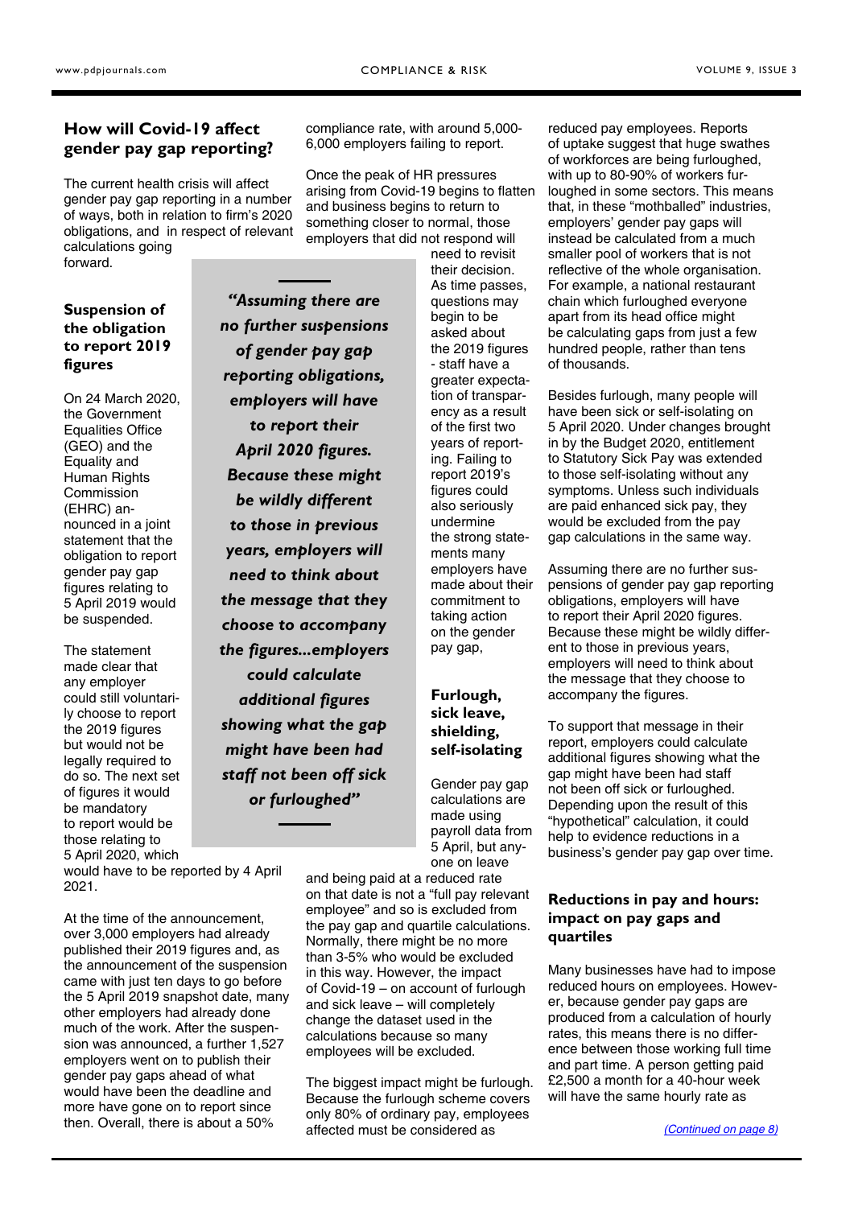## How will Covid-19 affect gender pay gap reporting?

The current health crisis will affect gender pay gap reporting in a number of ways, both in relation to firm's 2020 obligations, and in respect of relevant calculations going forward.

### Suspension of the obligation to report 2019 figures

On 24 March 2020, the Government Equalities Office (GEO) and the Equality and Human Rights Commission (EHRC) announced in a joint statement that the obligation to report gender pay gap figures relating to 5 April 2019 would be suspended.

The statement made clear that any employer could still voluntarily choose to report the 2019 figures but would not be legally required to do so. The next set of figures it would be mandatory to report would be those relating to 5 April 2020, which would have to be reported by 4 April 2021.

At the time of the announcement, over 3,000 employers had already published their 2019 figures and, as the announcement of the suspension came with just ten days to go before the 5 April 2019 snapshot date, many other employers had already done much of the work. After the suspension was announced, a further 1,527 employers went on to publish their gender pay gaps ahead of what would have been the deadline and more have gone on to report since then. Overall, there is about a 50% compliance rate, with around 5,000-6,000 employers failing to report.

> *"Assuming there are no further suspensions of gender pay gap reporting obligations, employers will have to report their April 2020 figures. Because these might be wildly different to those in previous years, employers will need to think about the message that they choose to accompany the figures...employers could calculate additional figures showing what the gap might have been had staff not been off sick or furloughed"*

Once the peak of HR pressures arising from Covid-19 begins to flatten and business begins to return to something closer to normal, those employers that did not respond will need to revisit their decision. As time passes, questions may begin to be asked about the 2019 figures - staff have a greater expectation of transparency as a result of the first two years of reporting. Failing to report 2019's figures could also seriously undermine the strong statements many employers have made about their commitment to taking action on the gender pay gap,

### Furlough, sick leave, shielding, self-isolating

Gender pay gap calculations are made using payroll data from 5 April, but anyone on leave and being paid at a reduced rate on that date is not a "full pay relevant employee" and so is excluded from the pay gap and quartile calculations. Normally, there might be no more than 3-5% who would be excluded in this way. However, the impact of Covid-19 – on account of furlough and sick leave – will completely change the dataset used in the calculations because so many employees will be excluded.

The biggest impact might be furlough. Because the furlough scheme covers only 80% of ordinary pay, employees affected must be considered as reduced pay employees. Reports of uptake suggest that huge swathes of workforces are being furloughed, with up to 80-90% of workers furloughed in some sectors. This means that, in these "mothballed" industries, employers' gender pay gaps will instead be calculated from a much smaller pool of workers that is not reflective of the whole organisation. For example, a national restaurant chain which furloughed everyone apart from its head office might be calculating gaps from just a few hundred people, rather than tens of thousands.

Besides furlough, many people will have been sick or self-isolating on 5 April 2020. Under changes brought in by the Budget 2020, entitlement to Statutory Sick Pay was extended to those self-isolating without any symptoms. Unless such individuals are paid enhanced sick pay, they would be excluded from the pay gap calculations in the same way.

Assuming there are no further suspensions of gender pay gap reporting obligations, employers will have to report their April 2020 figures. Because these might be wildly different to those in previous years, employers will need to think about the message that they choose to accompany the figures.

To support that message in their report, employers could calculate additional figures showing what the gap might have been had staff not been off sick or furloughed. Depending upon the result of this "hypothetical" calculation, it could help to evidence reductions in a business's gender pay gap over time.

### Reductions in pay and hours: impact on pay gaps and quartiles

Many businesses have had to impose reduced hours on employees. However, because gender pay gaps are produced from a calculation of hourly rates, this means there is no difference between those working full time and part time. A person getting paid £2,500 a month for a 40-hour week will have the same hourly rate as

(Continued on page 8)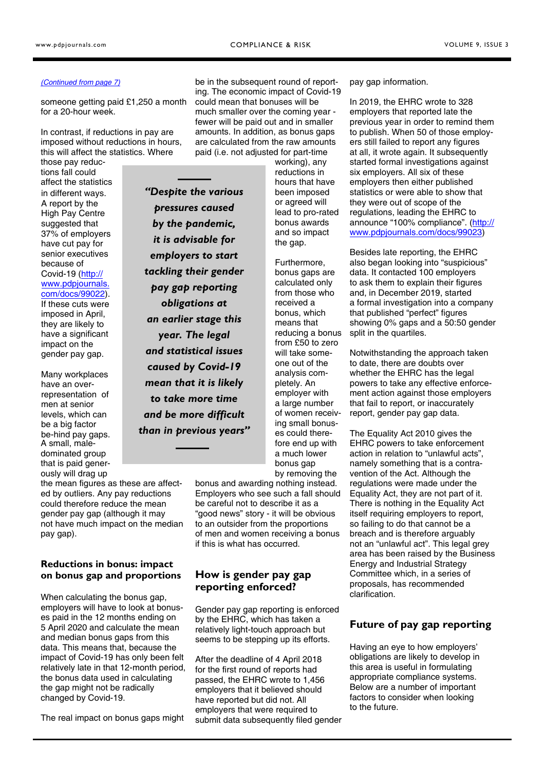*(Continued from page 7)*

someone getting paid £1,250 a month for a 20-hour week.

In contrast, if reductions in pay are imposed without reductions in hours, this will affect the statistics. Where those pay reductions fall could affect the statistics in different ways. A report by the High Pay Centre suggested that 37% of employers have cut pay for senior executives because of Covid-19 (http://www.pdpjournals.com/docs/99022). If these cuts were imposed in April, they are likely to have a significant impact on the gender pay gap.

Many workplaces have an over-representation of men at senior levels, which can be a big factor be-hind pay gaps. A small, male-dominated group that is paid generously will drag up the mean figures as these are affected by outliers. Any pay reductions could therefore reduce the mean gender pay gap (although it may not have much impact on the median pay gap).

> ***"Despite the various pressures caused by the pandemic, it is advisable for employers to start tackling their gender pay gap reporting obligations at an earlier stage this year. The legal and statistical issues caused by Covid-19 mean that it is likely to take more time and be more difficult than in previous years"***

## Reductions in bonus: impact on bonus gap and proportions

When calculating the bonus gap, employers will have to look at bonuses paid in the 12 months ending on 5 April 2020 and calculate the mean and median bonus gaps from this data. This means that, because the impact of Covid-19 has only been felt relatively late in that 12-month period, the bonus data used in calculating the gap might not be radically changed by Covid-19.

The real impact on bonus gaps might be in the subsequent round of reporting. The economic impact of Covid-19 could mean that bonuses will be much smaller over the coming year - fewer will be paid out and in smaller amounts. In addition, as bonus gaps are calculated from the raw amounts paid (i.e. not adjusted for part-time working), any reductions in hours that have been imposed or agreed will lead to pro-rated bonus awards and so impact the gap.

Furthermore, bonus gaps are calculated only from those who received a bonus, which means that reducing a bonus from £50 to zero will take someone out of the analysis completely. An employer with a large number of women receiving small bonuses could therefore end up with a much lower bonus gap by removing the bonus and awarding nothing instead. Employers who see such a fall should be careful not to describe it as a "good news" story - it will be obvious to an outsider from the proportions of men and women receiving a bonus if this is what has occurred.

## How is gender pay gap reporting enforced?

Gender pay gap reporting is enforced by the EHRC, which has taken a relatively light-touch approach but seems to be stepping up its efforts.

After the deadline of 4 April 2018 for the first round of reports had passed, the EHRC wrote to 1,456 employers that it believed should have reported but did not. All employers that were required to submit data subsequently filed gender pay gap information.

In 2019, the EHRC wrote to 328 employers that reported late the previous year in order to remind them to publish. When 50 of those employers still failed to report any figures at all, it wrote again. It subsequently started formal investigations against six employers. All six of these employers then either published statistics or were able to show that they were out of scope of the regulations, leading the EHRC to announce "100% compliance". (http://www.pdpjournals.com/docs/99023)

Besides late reporting, the EHRC also began looking into "suspicious" data. It contacted 100 employers to ask them to explain their figures and, in December 2019, started a formal investigation into a company that published "perfect" figures showing 0% gaps and a 50:50 gender split in the quartiles.

Notwithstanding the approach taken to date, there are doubts over whether the EHRC has the legal powers to take any effective enforcement action against those employers that fail to report, or inaccurately report, gender pay gap data.

The Equality Act 2010 gives the EHRC powers to take enforcement action in relation to "unlawful acts", namely something that is a contravention of the Act. Although the regulations were made under the Equality Act, they are not part of it. There is nothing in the Equality Act itself requiring employers to report, so failing to do that cannot be a breach and is therefore arguably not an "unlawful act". This legal grey area has been raised by the Business Energy and Industrial Strategy Committee which, in a series of proposals, has recommended clarification.

## Future of pay gap reporting

Having an eye to how employers' obligations are likely to develop in this area is useful in formulating appropriate compliance systems. Below are a number of important factors to consider when looking to the future.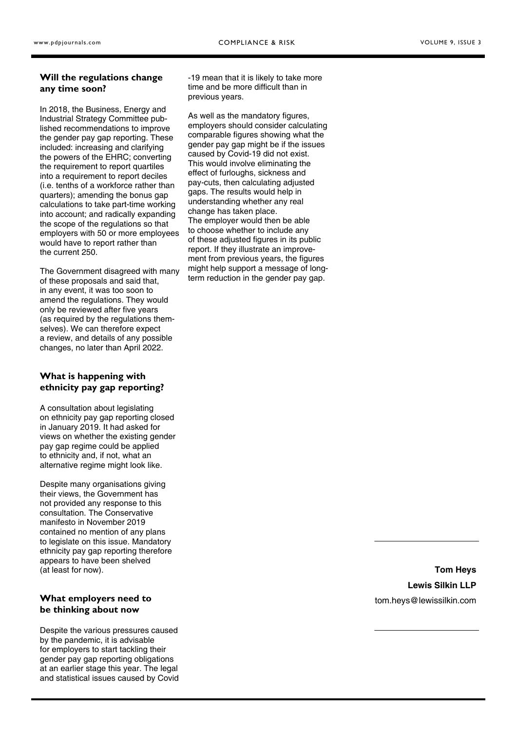## Will the regulations change any time soon?

In 2018, the Business, Energy and Industrial Strategy Committee published recommendations to improve the gender pay gap reporting. These included: increasing and clarifying the powers of the EHRC; converting the requirement to report quartiles into a requirement to report deciles (i.e. tenths of a workforce rather than quarters); amending the bonus gap calculations to take part-time working into account; and radically expanding the scope of the regulations so that employers with 50 or more employees would have to report rather than the current 250.

The Government disagreed with many of these proposals and said that, in any event, it was too soon to amend the regulations. They would only be reviewed after five years (as required by the regulations themselves). We can therefore expect a review, and details of any possible changes, no later than April 2022.

## What is happening with ethnicity pay gap reporting?

A consultation about legislating on ethnicity pay gap reporting closed in January 2019. It had asked for views on whether the existing gender pay gap regime could be applied to ethnicity and, if not, what an alternative regime might look like.

Despite many organisations giving their views, the Government has not provided any response to this consultation. The Conservative manifesto in November 2019 contained no mention of any plans to legislate on this issue. Mandatory ethnicity pay gap reporting therefore appears to have been shelved (at least for now).

## What employers need to be thinking about now

Despite the various pressures caused by the pandemic, it is advisable for employers to start tackling their gender pay gap reporting obligations at an earlier stage this year. The legal and statistical issues caused by Covid-19 mean that it is likely to take more time and be more difficult than in previous years.

As well as the mandatory figures, employers should consider calculating comparable figures showing what the gender pay gap might be if the issues caused by Covid-19 did not exist. This would involve eliminating the effect of furloughs, sickness and pay-cuts, then calculating adjusted gaps. The results would help in understanding whether any real change has taken place.
The employer would then be able to choose whether to include any of these adjusted figures in its public report. If they illustrate an improvement from previous years, the figures might help support a message of long-term reduction in the gender pay gap.

**Tom Heys**
**Lewis Silkin LLP**
tom.heys@lewissilkin.com